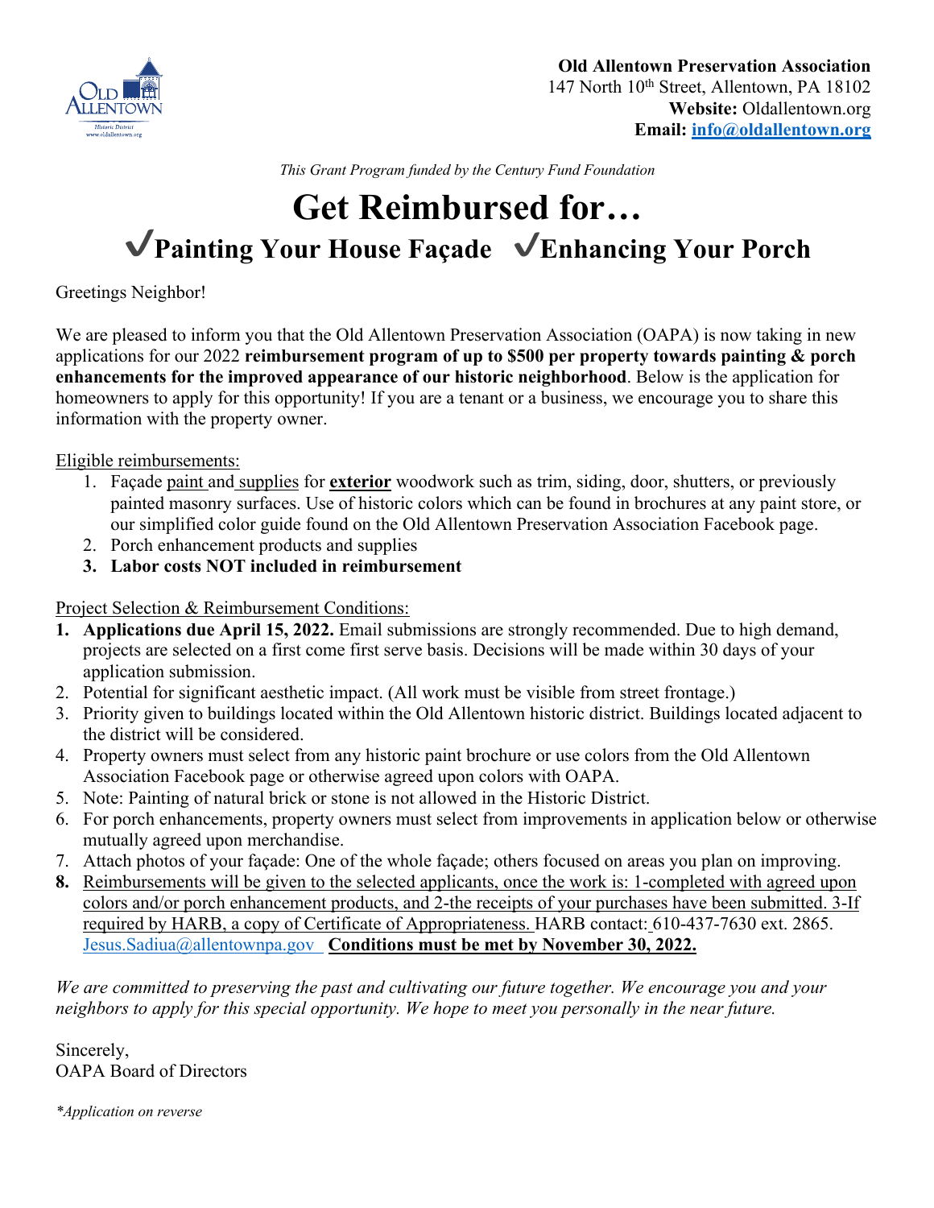**Old Allentown Preservation Association**
147 North 10th Street, Allentown, PA 18102
**Website:** Oldallentown.org
**Email:** info@oldallentown.org

*This Grant Program funded by the Century Fund Foundation*

# Get Reimbursed for…

## ✓Painting Your House Façade ✓Enhancing Your Porch

Greetings Neighbor!

We are pleased to inform you that the Old Allentown Preservation Association (OAPA) is now taking in new applications for our 2022 **reimbursement program of up to $500 per property towards painting & porch enhancements for the improved appearance of our historic neighborhood**. Below is the application for homeowners to apply for this opportunity! If you are a tenant or a business, we encourage you to share this information with the property owner.

Eligible reimbursements:

1. Façade paint and supplies for **exterior** woodwork such as trim, siding, door, shutters, or previously painted masonry surfaces. Use of historic colors which can be found in brochures at any paint store, or our simplified color guide found on the Old Allentown Preservation Association Facebook page.
2. Porch enhancement products and supplies
3. **Labor costs NOT included in reimbursement**

Project Selection & Reimbursement Conditions:

1. **Applications due April 15, 2022.** Email submissions are strongly recommended. Due to high demand, projects are selected on a first come first serve basis. Decisions will be made within 30 days of your application submission.
2. Potential for significant aesthetic impact. (All work must be visible from street frontage.)
3. Priority given to buildings located within the Old Allentown historic district. Buildings located adjacent to the district will be considered.
4. Property owners must select from any historic paint brochure or use colors from the Old Allentown Association Facebook page or otherwise agreed upon colors with OAPA.
5. Note: Painting of natural brick or stone is not allowed in the Historic District.
6. For porch enhancements, property owners must select from improvements in application below or otherwise mutually agreed upon merchandise.
7. Attach photos of your façade: One of the whole façade; others focused on areas you plan on improving.
8. Reimbursements will be given to the selected applicants, once the work is: 1-completed with agreed upon colors and/or porch enhancement products, and 2-the receipts of your purchases have been submitted. 3-If required by HARB, a copy of Certificate of Appropriateness. HARB contact: 610-437-7630 ext. 2865. Jesus.Sadiua@allentownpa.gov **Conditions must be met by November 30, 2022.**

*We are committed to preserving the past and cultivating our future together. We encourage you and your neighbors to apply for this special opportunity. We hope to meet you personally in the near future.*

Sincerely,
OAPA Board of Directors

*\*Application on reverse*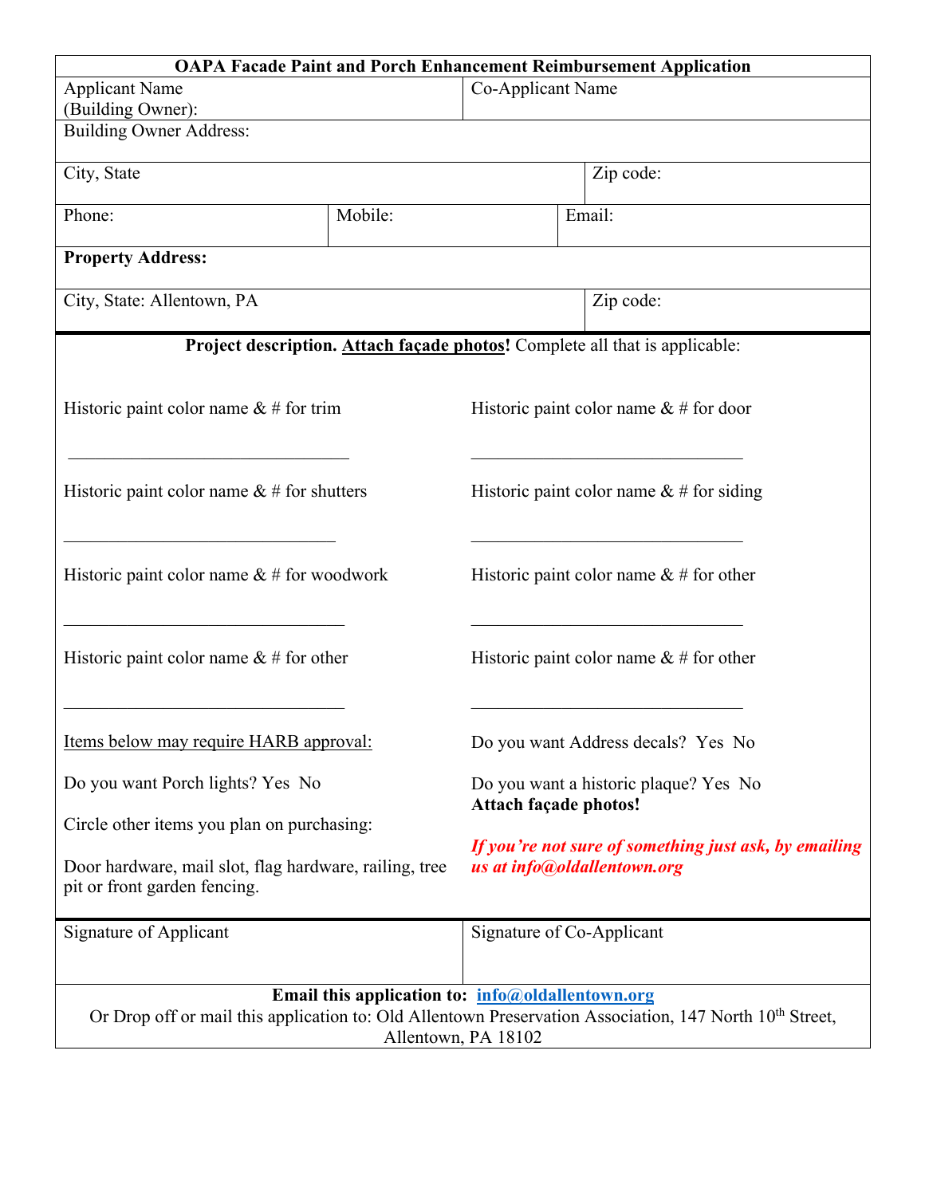**OAPA Facade Paint and Porch Enhancement Reimbursement Application**

| | | | |
|---|---|---|---|
| Applicant Name (Building Owner): | | Co-Applicant Name | |
| Building Owner Address: | | | |
| City, State | | | Zip code: |
| Phone: | Mobile: | Email: | |
| **Property Address:** | | | |
| City, State: Allentown, PA | | | Zip code: |

**Project description. <u>Attach façade photos</u>!** Complete all that is applicable:

Historic paint color name & # for trim

______________________________

Historic paint color name & # for door

______________________________

Historic paint color name & # for shutters

______________________________

Historic paint color name & # for siding

______________________________

Historic paint color name & # for woodwork

______________________________

Historic paint color name & # for other

______________________________

Historic paint color name & # for other

______________________________

Historic paint color name & # for other

______________________________

<u>Items below may require HARB approval:</u>

Do you want Porch lights? Yes No

Circle other items you plan on purchasing:

Door hardware, mail slot, flag hardware, railing, tree pit or front garden fencing.

Do you want Address decals? Yes No

Do you want a historic plaque? Yes No

**Attach façade photos!**

***If you're not sure of something just ask, by emailing us at info@oldallentown.org***

| | |
|---|---|
| Signature of Applicant | Signature of Co-Applicant |

**Email this application to: info@oldallentown.org**

Or Drop off or mail this application to: Old Allentown Preservation Association, 147 North 10th Street, Allentown, PA 18102